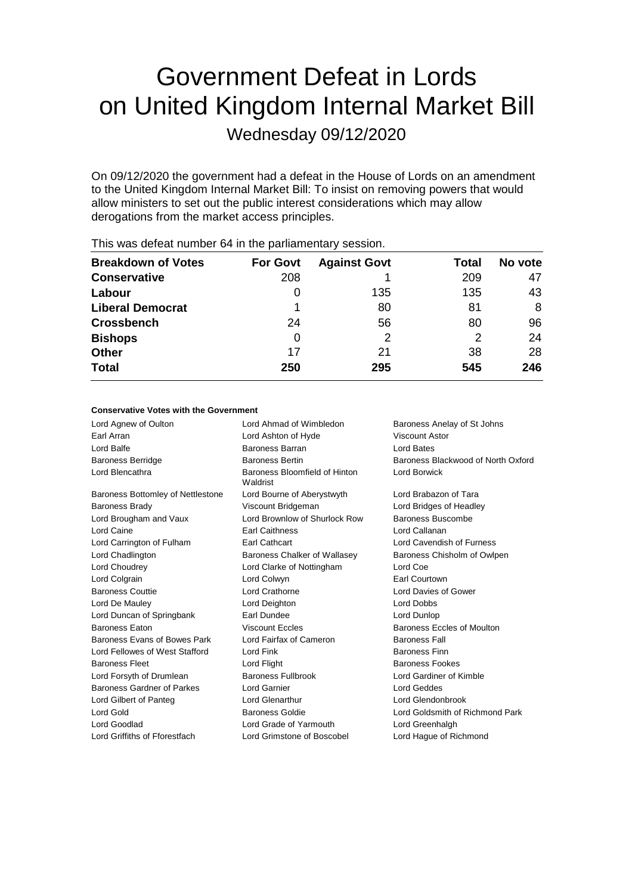# Government Defeat in Lords on United Kingdom Internal Market Bill

Wednesday 09/12/2020

On 09/12/2020 the government had a defeat in the House of Lords on an amendment to the United Kingdom Internal Market Bill: To insist on removing powers that would allow ministers to set out the public interest considerations which may allow derogations from the market access principles.

This was defeat number 64 in the parliamentary session.

| Breakdown of Votes | For Govt | Against Govt | Total | No vote |
|---|---|---|---|---|
| **Conservative** | 208 | 1 | 209 | 47 |
| **Labour** | 0 | 135 | 135 | 43 |
| **Liberal Democrat** | 1 | 80 | 81 | 8 |
| **Crossbench** | 24 | 56 | 80 | 96 |
| **Bishops** | 0 | 2 | 2 | 24 |
| **Other** | 17 | 21 | 38 | 28 |
| **Total** | **250** | **295** | **545** | **246** |

**Conservative Votes with the Government**

| | | |
|---|---|---|
| Lord Agnew of Oulton | Lord Ahmad of Wimbledon | Baroness Anelay of St Johns |
| Earl Arran | Lord Ashton of Hyde | Viscount Astor |
| Lord Balfe | Baroness Barran | Lord Bates |
| Baroness Berridge | Baroness Bertin | Baroness Blackwood of North Oxford |
| Lord Blencathra | Baroness Bloomfield of Hinton Waldrist | Lord Borwick |
| Baroness Bottomley of Nettlestone | Lord Bourne of Aberystwyth | Lord Brabazon of Tara |
| Baroness Brady | Viscount Bridgeman | Lord Bridges of Headley |
| Lord Brougham and Vaux | Lord Brownlow of Shurlock Row | Baroness Buscombe |
| Lord Caine | Earl Caithness | Lord Callanan |
| Lord Carrington of Fulham | Earl Cathcart | Lord Cavendish of Furness |
| Lord Chadlington | Baroness Chalker of Wallasey | Baroness Chisholm of Owlpen |
| Lord Choudrey | Lord Clarke of Nottingham | Lord Coe |
| Lord Colgrain | Lord Colwyn | Earl Courtown |
| Baroness Couttie | Lord Crathorne | Lord Davies of Gower |
| Lord De Mauley | Lord Deighton | Lord Dobbs |
| Lord Duncan of Springbank | Earl Dundee | Lord Dunlop |
| Baroness Eaton | Viscount Eccles | Baroness Eccles of Moulton |
| Baroness Evans of Bowes Park | Lord Fairfax of Cameron | Baroness Fall |
| Lord Fellowes of West Stafford | Lord Fink | Baroness Finn |
| Baroness Fleet | Lord Flight | Baroness Fookes |
| Lord Forsyth of Drumlean | Baroness Fullbrook | Lord Gardiner of Kimble |
| Baroness Gardner of Parkes | Lord Garnier | Lord Geddes |
| Lord Gilbert of Panteg | Lord Glenarthur | Lord Glendonbrook |
| Lord Gold | Baroness Goldie | Lord Goldsmith of Richmond Park |
| Lord Goodlad | Lord Grade of Yarmouth | Lord Greenhalgh |
| Lord Griffiths of Fforestfach | Lord Grimstone of Boscobel | Lord Hague of Richmond |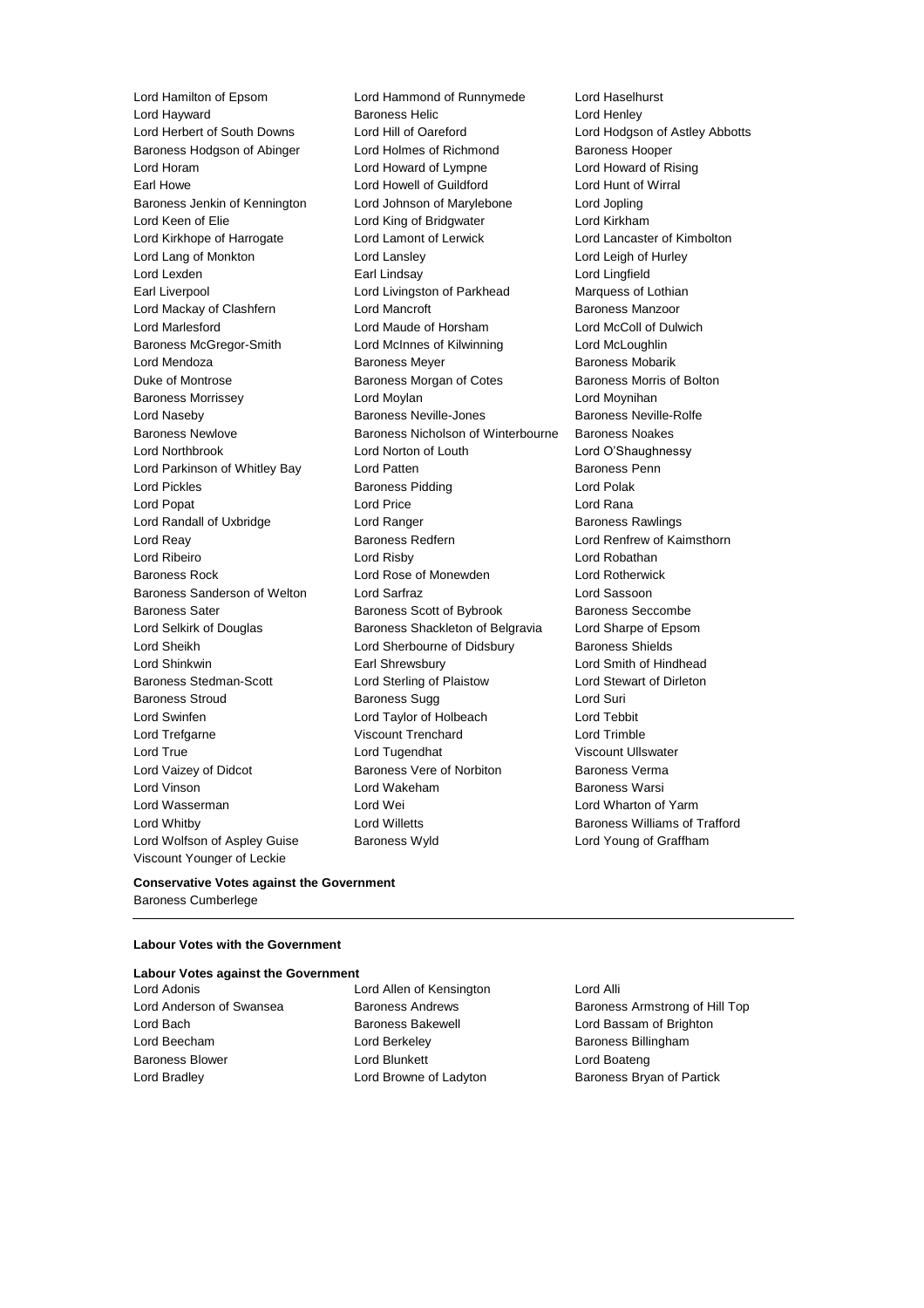Lord Hamilton of Epsom
Lord Hammond of Runnymede
Lord Haselhurst
Lord Hayward
Baroness Helic
Lord Henley
Lord Herbert of South Downs
Lord Hill of Oareford
Lord Hodgson of Astley Abbotts
Baroness Hodgson of Abinger
Lord Holmes of Richmond
Baroness Hooper
Lord Horam
Lord Howard of Lympne
Lord Howard of Rising
Earl Howe
Lord Howell of Guildford
Lord Hunt of Wirral
Baroness Jenkin of Kennington
Lord Johnson of Marylebone
Lord Jopling
Lord Keen of Elie
Lord King of Bridgwater
Lord Kirkham
Lord Kirkhope of Harrogate
Lord Lamont of Lerwick
Lord Lancaster of Kimbolton
Lord Lang of Monkton
Lord Lansley
Lord Leigh of Hurley
Lord Lexden
Earl Lindsay
Lord Lingfield
Earl Liverpool
Lord Livingston of Parkhead
Marquess of Lothian
Lord Mackay of Clashfern
Lord Mancroft
Baroness Manzoor
Lord Marlesford
Lord Maude of Horsham
Lord McColl of Dulwich
Baroness McGregor-Smith
Lord McInnes of Kilwinning
Lord McLoughlin
Lord Mendoza
Baroness Meyer
Baroness Mobarik
Duke of Montrose
Baroness Morgan of Cotes
Baroness Morris of Bolton
Baroness Morrissey
Lord Moylan
Lord Moynihan
Lord Naseby
Baroness Neville-Jones
Baroness Neville-Rolfe
Baroness Newlove
Baroness Nicholson of Winterbourne
Baroness Noakes
Lord Northbrook
Lord Norton of Louth
Lord O'Shaughnessy
Lord Parkinson of Whitley Bay
Lord Patten
Baroness Penn
Lord Pickles
Baroness Pidding
Lord Polak
Lord Popat
Lord Price
Lord Rana
Lord Randall of Uxbridge
Lord Ranger
Baroness Rawlings
Lord Reay
Baroness Redfern
Lord Renfrew of Kaimsthorn
Lord Ribeiro
Lord Risby
Lord Robathan
Baroness Rock
Lord Rose of Monewden
Lord Rotherwick
Baroness Sanderson of Welton
Lord Sarfraz
Lord Sassoon
Baroness Sater
Baroness Scott of Bybrook
Baroness Seccombe
Lord Selkirk of Douglas
Baroness Shackleton of Belgravia
Lord Sharpe of Epsom
Lord Sheikh
Lord Sherbourne of Didsbury
Baroness Shields
Lord Shinkwin
Earl Shrewsbury
Lord Smith of Hindhead
Baroness Stedman-Scott
Lord Sterling of Plaistow
Lord Stewart of Dirleton
Baroness Stroud
Baroness Sugg
Lord Suri
Lord Swinfen
Lord Taylor of Holbeach
Lord Tebbit
Lord Trefgarne
Viscount Trenchard
Lord Trimble
Lord True
Lord Tugendhat
Viscount Ullswater
Lord Vaizey of Didcot
Baroness Vere of Norbiton
Baroness Verma
Lord Vinson
Lord Wakeham
Baroness Warsi
Lord Wasserman
Lord Wei
Lord Wharton of Yarm
Lord Whitby
Lord Willetts
Baroness Williams of Trafford
Lord Wolfson of Aspley Guise
Baroness Wyld
Lord Young of Graffham
Viscount Younger of Leckie

**Conservative Votes against the Government**

Baroness Cumberlege

---

**Labour Votes with the Government**

**Labour Votes against the Government**

Lord Adonis
Lord Allen of Kensington
Lord Alli
Lord Anderson of Swansea
Baroness Andrews
Baroness Armstrong of Hill Top
Lord Bach
Baroness Bakewell
Lord Bassam of Brighton
Lord Beecham
Lord Berkeley
Baroness Billingham
Baroness Blower
Lord Blunkett
Lord Boateng
Lord Bradley
Lord Browne of Ladyton
Baroness Bryan of Partick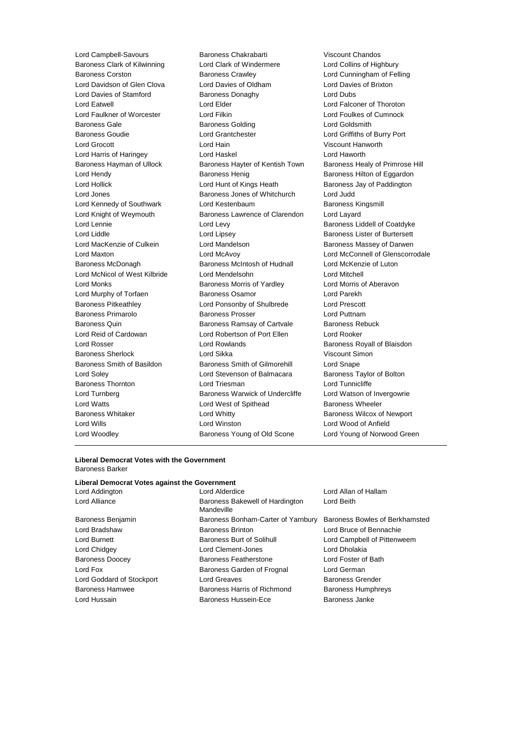Lord Campbell-Savours
Baroness Chakrabarti
Viscount Chandos
Baroness Clark of Kilwinning
Lord Clark of Windermere
Lord Collins of Highbury
Baroness Corston
Baroness Crawley
Lord Cunningham of Felling
Lord Davidson of Glen Clova
Lord Davies of Oldham
Lord Davies of Brixton
Lord Davies of Stamford
Baroness Donaghy
Lord Dubs
Lord Eatwell
Lord Elder
Lord Falconer of Thoroton
Lord Faulkner of Worcester
Lord Filkin
Lord Foulkes of Cumnock
Baroness Gale
Baroness Golding
Lord Goldsmith
Baroness Goudie
Lord Grantchester
Lord Griffiths of Burry Port
Lord Grocott
Lord Hain
Viscount Hanworth
Lord Harris of Haringey
Lord Haskel
Lord Haworth
Baroness Hayman of Ullock
Baroness Hayter of Kentish Town
Baroness Healy of Primrose Hill
Lord Hendy
Baroness Henig
Baroness Hilton of Eggardon
Lord Hollick
Lord Hunt of Kings Heath
Baroness Jay of Paddington
Lord Jones
Baroness Jones of Whitchurch
Lord Judd
Lord Kennedy of Southwark
Lord Kestenbaum
Baroness Kingsmill
Lord Knight of Weymouth
Baroness Lawrence of Clarendon
Lord Layard
Lord Lennie
Lord Levy
Baroness Liddell of Coatdyke
Lord Liddle
Lord Lipsey
Baroness Lister of Burtersett
Lord MacKenzie of Culkein
Lord Mandelson
Baroness Massey of Darwen
Lord Maxton
Lord McAvoy
Lord McConnell of Glenscorrodale
Baroness McDonagh
Baroness McIntosh of Hudnall
Lord McKenzie of Luton
Lord McNicol of West Kilbride
Lord Mendelsohn
Lord Mitchell
Lord Monks
Baroness Morris of Yardley
Lord Morris of Aberavon
Lord Murphy of Torfaen
Baroness Osamor
Lord Parekh
Baroness Pitkeathley
Lord Ponsonby of Shulbrede
Lord Prescott
Baroness Primarolo
Baroness Prosser
Lord Puttnam
Baroness Quin
Baroness Ramsay of Cartvale
Baroness Rebuck
Lord Reid of Cardowan
Lord Robertson of Port Ellen
Lord Rooker
Lord Rosser
Lord Rowlands
Baroness Royall of Blaisdon
Baroness Sherlock
Lord Sikka
Viscount Simon
Baroness Smith of Basildon
Baroness Smith of Gilmorehill
Lord Snape
Lord Soley
Lord Stevenson of Balmacara
Baroness Taylor of Bolton
Baroness Thornton
Lord Triesman
Lord Tunnicliffe
Lord Turnberg
Baroness Warwick of Undercliffe
Lord Watson of Invergowrie
Lord Watts
Lord West of Spithead
Baroness Wheeler
Baroness Whitaker
Lord Whitty
Baroness Wilcox of Newport
Lord Wills
Lord Winston
Lord Wood of Anfield
Lord Woodley
Baroness Young of Old Scone
Lord Young of Norwood Green

---

**Liberal Democrat Votes with the Government**

Baroness Barker

**Liberal Democrat Votes against the Government**

Lord Addington
Lord Alderdice
Lord Allan of Hallam
Lord Alliance
Baroness Bakewell of Hardington Mandeville
Lord Beith
Baroness Benjamin
Baroness Bonham-Carter of Yarnbury
Baroness Bowles of Berkhamsted
Lord Bradshaw
Baroness Brinton
Lord Bruce of Bennachie
Lord Burnett
Baroness Burt of Solihull
Lord Campbell of Pittenweem
Lord Chidgey
Lord Clement-Jones
Lord Dholakia
Baroness Doocey
Baroness Featherstone
Lord Foster of Bath
Lord Fox
Baroness Garden of Frognal
Lord German
Lord Goddard of Stockport
Lord Greaves
Baroness Grender
Baroness Hamwee
Baroness Harris of Richmond
Baroness Humphreys
Lord Hussain
Baroness Hussein-Ece
Baroness Janke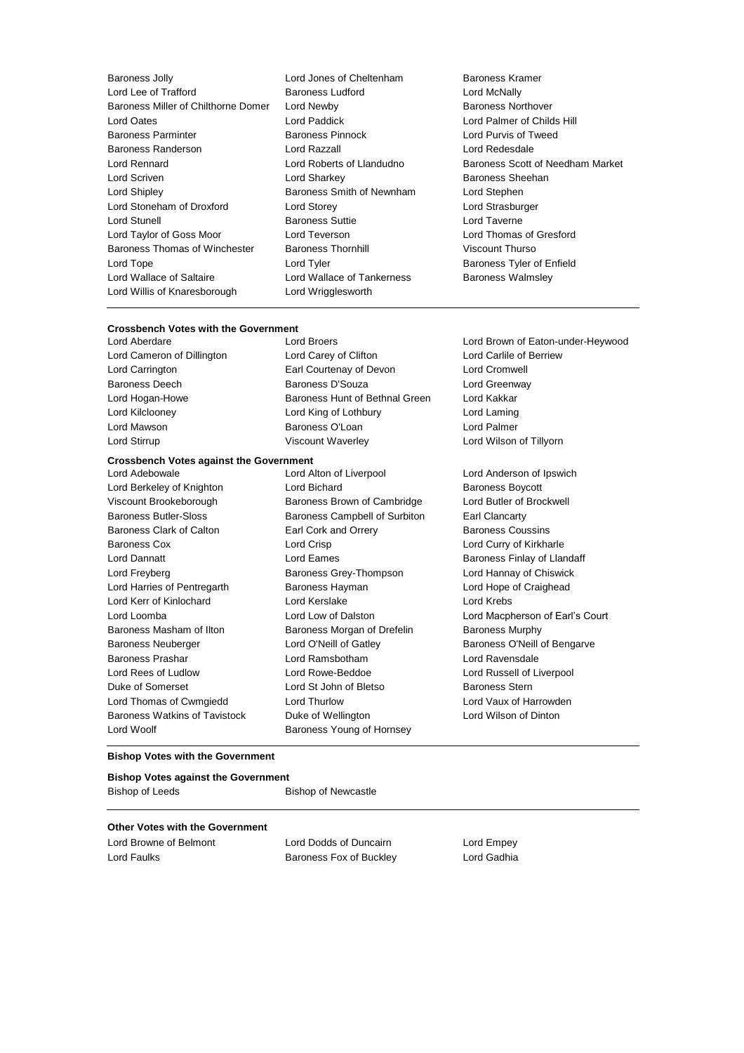Baroness Jolly
Lord Jones of Cheltenham
Baroness Kramer
Lord Lee of Trafford
Baroness Ludford
Lord McNally
Baroness Miller of Chilthorne Domer
Lord Newby
Baroness Northover
Lord Oates
Lord Paddick
Lord Palmer of Childs Hill
Baroness Parminter
Baroness Pinnock
Lord Purvis of Tweed
Baroness Randerson
Lord Razzall
Lord Redesdale
Lord Rennard
Lord Roberts of Llandudno
Baroness Scott of Needham Market
Lord Scriven
Lord Sharkey
Baroness Sheehan
Lord Shipley
Baroness Smith of Newnham
Lord Stephen
Lord Stoneham of Droxford
Lord Storey
Lord Strasburger
Lord Stunell
Baroness Suttie
Lord Taverne
Lord Taylor of Goss Moor
Lord Teverson
Lord Thomas of Gresford
Baroness Thomas of Winchester
Baroness Thornhill
Viscount Thurso
Lord Tope
Lord Tyler
Baroness Tyler of Enfield
Lord Wallace of Saltaire
Lord Wallace of Tankerness
Baroness Walmsley
Lord Willis of Knaresborough
Lord Wrigglesworth

---

**Crossbench Votes with the Government**

Lord Aberdare
Lord Broers
Lord Brown of Eaton-under-Heywood
Lord Cameron of Dillington
Lord Carey of Clifton
Lord Carlile of Berriew
Lord Carrington
Earl Courtenay of Devon
Lord Cromwell
Baroness Deech
Baroness D'Souza
Lord Greenway
Lord Hogan-Howe
Baroness Hunt of Bethnal Green
Lord Kakkar
Lord Kilclooney
Lord King of Lothbury
Lord Laming
Lord Mawson
Baroness O'Loan
Lord Palmer
Lord Stirrup
Viscount Waverley
Lord Wilson of Tillyorn

**Crossbench Votes against the Government**

Lord Adebowale
Lord Alton of Liverpool
Lord Anderson of Ipswich
Lord Berkeley of Knighton
Lord Bichard
Baroness Boycott
Viscount Brookeborough
Baroness Brown of Cambridge
Lord Butler of Brockwell
Baroness Butler-Sloss
Baroness Campbell of Surbiton
Earl Clancarty
Baroness Clark of Calton
Earl Cork and Orrery
Baroness Coussins
Baroness Cox
Lord Crisp
Lord Curry of Kirkharle
Lord Dannatt
Lord Eames
Baroness Finlay of Llandaff
Lord Freyberg
Baroness Grey-Thompson
Lord Hannay of Chiswick
Lord Harries of Pentregarth
Baroness Hayman
Lord Hope of Craighead
Lord Kerr of Kinlochard
Lord Kerslake
Lord Krebs
Lord Loomba
Lord Low of Dalston
Lord Macpherson of Earl's Court
Baroness Masham of Ilton
Baroness Morgan of Drefelin
Baroness Murphy
Baroness Neuberger
Lord O'Neill of Gatley
Baroness O'Neill of Bengarve
Baroness Prashar
Lord Ramsbotham
Lord Ravensdale
Lord Rees of Ludlow
Lord Rowe-Beddoe
Lord Russell of Liverpool
Duke of Somerset
Lord St John of Bletso
Baroness Stern
Lord Thomas of Cwmgiedd
Lord Thurlow
Lord Vaux of Harrowden
Baroness Watkins of Tavistock
Duke of Wellington
Lord Wilson of Dinton
Lord Woolf
Baroness Young of Hornsey

---

**Bishop Votes with the Government**

**Bishop Votes against the Government**

Bishop of Leeds
Bishop of Newcastle

---

**Other Votes with the Government**

Lord Browne of Belmont
Lord Dodds of Duncairn
Lord Empey
Lord Faulks
Baroness Fox of Buckley
Lord Gadhia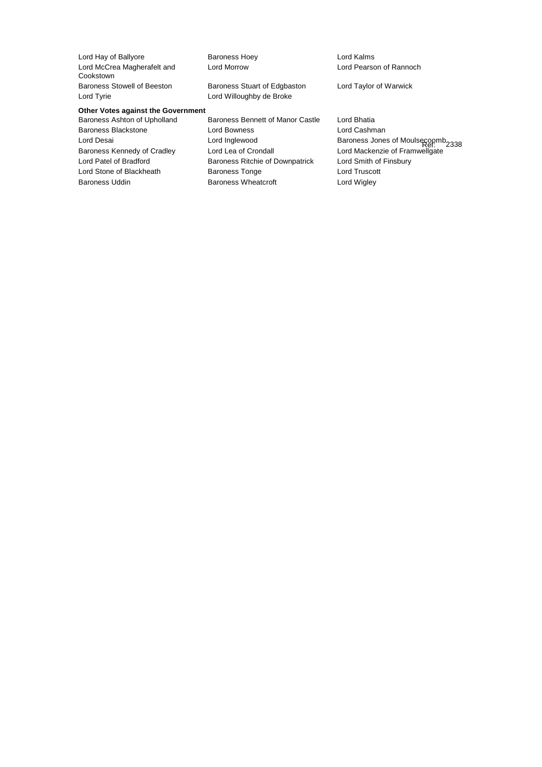Lord Hay of Ballyore
Baroness Hoey
Lord Kalms
Lord McCrea Magherafelt and Cookstown
Lord Morrow
Lord Pearson of Rannoch
Baroness Stowell of Beeston
Baroness Stuart of Edgbaston
Lord Taylor of Warwick
Lord Tyrie
Lord Willoughby de Broke

**Other Votes against the Government**

Baroness Ashton of Upholland
Baroness Bennett of Manor Castle
Lord Bhatia
Baroness Blackstone
Lord Bowness
Lord Cashman
Lord Desai
Lord Inglewood
Baroness Jones of Moulsecoomb
Baroness Kennedy of Cradley
Lord Lea of Crondall
Lord Mackenzie of Framwellgate
Lord Patel of Bradford
Baroness Ritchie of Downpatrick
Lord Smith of Finsbury
Lord Stone of Blackheath
Baroness Tonge
Lord Truscott
Baroness Uddin
Baroness Wheatcroft
Lord Wigley

Ref: 2338